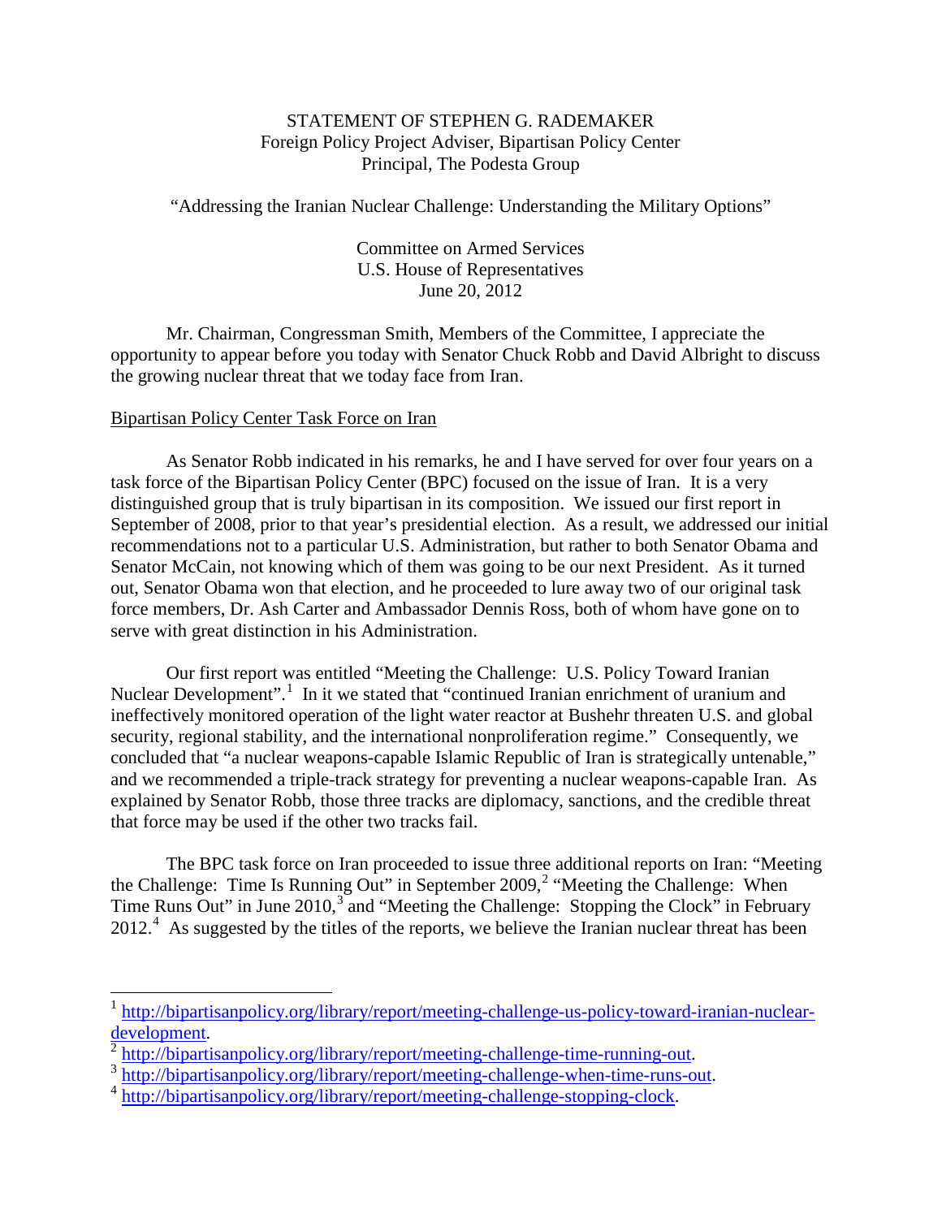STATEMENT OF STEPHEN G. RADEMAKER
Foreign Policy Project Adviser, Bipartisan Policy Center
Principal, The Podesta Group

"Addressing the Iranian Nuclear Challenge: Understanding the Military Options"

Committee on Armed Services
U.S. House of Representatives
June 20, 2012

Mr. Chairman, Congressman Smith, Members of the Committee, I appreciate the opportunity to appear before you today with Senator Chuck Robb and David Albright to discuss the growing nuclear threat that we today face from Iran.

## Bipartisan Policy Center Task Force on Iran

As Senator Robb indicated in his remarks, he and I have served for over four years on a task force of the Bipartisan Policy Center (BPC) focused on the issue of Iran. It is a very distinguished group that is truly bipartisan in its composition. We issued our first report in September of 2008, prior to that year's presidential election. As a result, we addressed our initial recommendations not to a particular U.S. Administration, but rather to both Senator Obama and Senator McCain, not knowing which of them was going to be our next President. As it turned out, Senator Obama won that election, and he proceeded to lure away two of our original task force members, Dr. Ash Carter and Ambassador Dennis Ross, both of whom have gone on to serve with great distinction in his Administration.

Our first report was entitled "Meeting the Challenge: U.S. Policy Toward Iranian Nuclear Development".[1] In it we stated that "continued Iranian enrichment of uranium and ineffectively monitored operation of the light water reactor at Bushehr threaten U.S. and global security, regional stability, and the international nonproliferation regime." Consequently, we concluded that "a nuclear weapons-capable Islamic Republic of Iran is strategically untenable," and we recommended a triple-track strategy for preventing a nuclear weapons-capable Iran. As explained by Senator Robb, those three tracks are diplomacy, sanctions, and the credible threat that force may be used if the other two tracks fail.

The BPC task force on Iran proceeded to issue three additional reports on Iran: "Meeting the Challenge: Time Is Running Out" in September 2009,[2] "Meeting the Challenge: When Time Runs Out" in June 2010,[3] and "Meeting the Challenge: Stopping the Clock" in February 2012.[4] As suggested by the titles of the reports, we believe the Iranian nuclear threat has been

---

[1] http://bipartisanpolicy.org/library/report/meeting-challenge-us-policy-toward-iranian-nuclear-development.

[2] http://bipartisanpolicy.org/library/report/meeting-challenge-time-running-out.

[3] http://bipartisanpolicy.org/library/report/meeting-challenge-when-time-runs-out.

[4] http://bipartisanpolicy.org/library/report/meeting-challenge-stopping-clock.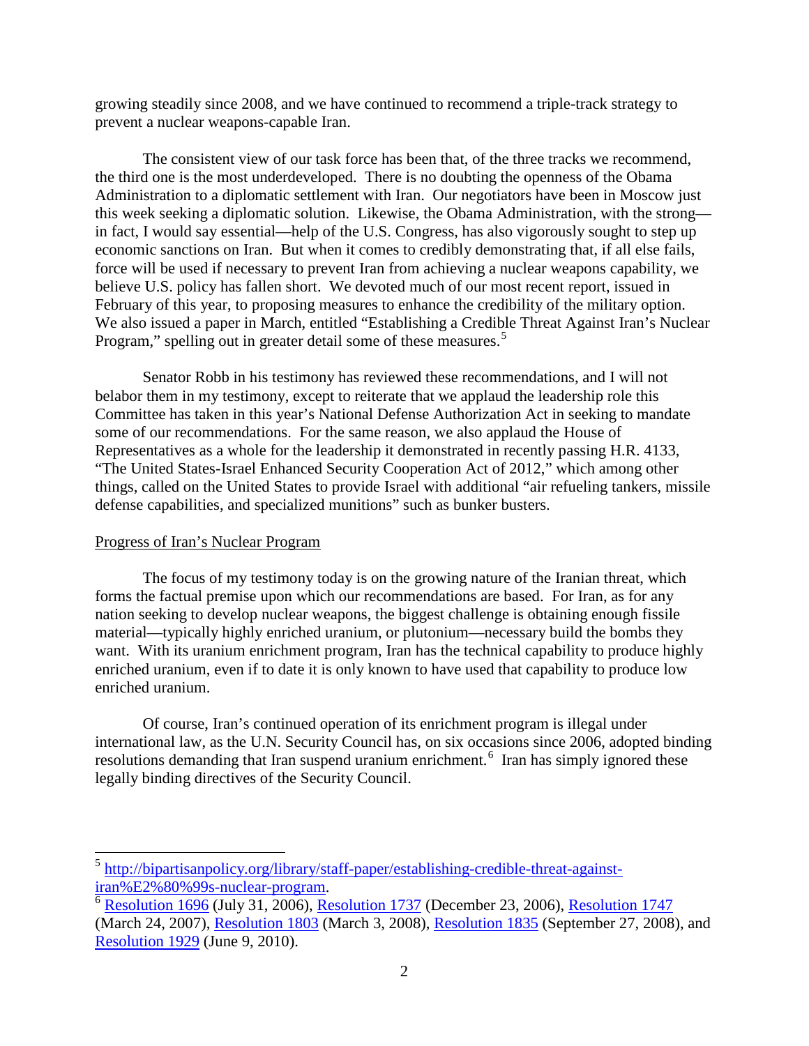growing steadily since 2008, and we have continued to recommend a triple-track strategy to prevent a nuclear weapons-capable Iran.

The consistent view of our task force has been that, of the three tracks we recommend, the third one is the most underdeveloped. There is no doubting the openness of the Obama Administration to a diplomatic settlement with Iran. Our negotiators have been in Moscow just this week seeking a diplomatic solution. Likewise, the Obama Administration, with the strong—in fact, I would say essential—help of the U.S. Congress, has also vigorously sought to step up economic sanctions on Iran. But when it comes to credibly demonstrating that, if all else fails, force will be used if necessary to prevent Iran from achieving a nuclear weapons capability, we believe U.S. policy has fallen short. We devoted much of our most recent report, issued in February of this year, to proposing measures to enhance the credibility of the military option. We also issued a paper in March, entitled "Establishing a Credible Threat Against Iran's Nuclear Program," spelling out in greater detail some of these measures.[5]

Senator Robb in his testimony has reviewed these recommendations, and I will not belabor them in my testimony, except to reiterate that we applaud the leadership role this Committee has taken in this year's National Defense Authorization Act in seeking to mandate some of our recommendations. For the same reason, we also applaud the House of Representatives as a whole for the leadership it demonstrated in recently passing H.R. 4133, "The United States-Israel Enhanced Security Cooperation Act of 2012," which among other things, called on the United States to provide Israel with additional "air refueling tankers, missile defense capabilities, and specialized munitions" such as bunker busters.

## Progress of Iran's Nuclear Program

The focus of my testimony today is on the growing nature of the Iranian threat, which forms the factual premise upon which our recommendations are based. For Iran, as for any nation seeking to develop nuclear weapons, the biggest challenge is obtaining enough fissile material—typically highly enriched uranium, or plutonium—necessary build the bombs they want. With its uranium enrichment program, Iran has the technical capability to produce highly enriched uranium, even if to date it is only known to have used that capability to produce low enriched uranium.

Of course, Iran's continued operation of its enrichment program is illegal under international law, as the U.N. Security Council has, on six occasions since 2006, adopted binding resolutions demanding that Iran suspend uranium enrichment.[6] Iran has simply ignored these legally binding directives of the Security Council.

---

[5] http://bipartisanpolicy.org/library/staff-paper/establishing-credible-threat-against-iran%E2%80%99s-nuclear-program.

[6] Resolution 1696 (July 31, 2006), Resolution 1737 (December 23, 2006), Resolution 1747 (March 24, 2007), Resolution 1803 (March 3, 2008), Resolution 1835 (September 27, 2008), and Resolution 1929 (June 9, 2010).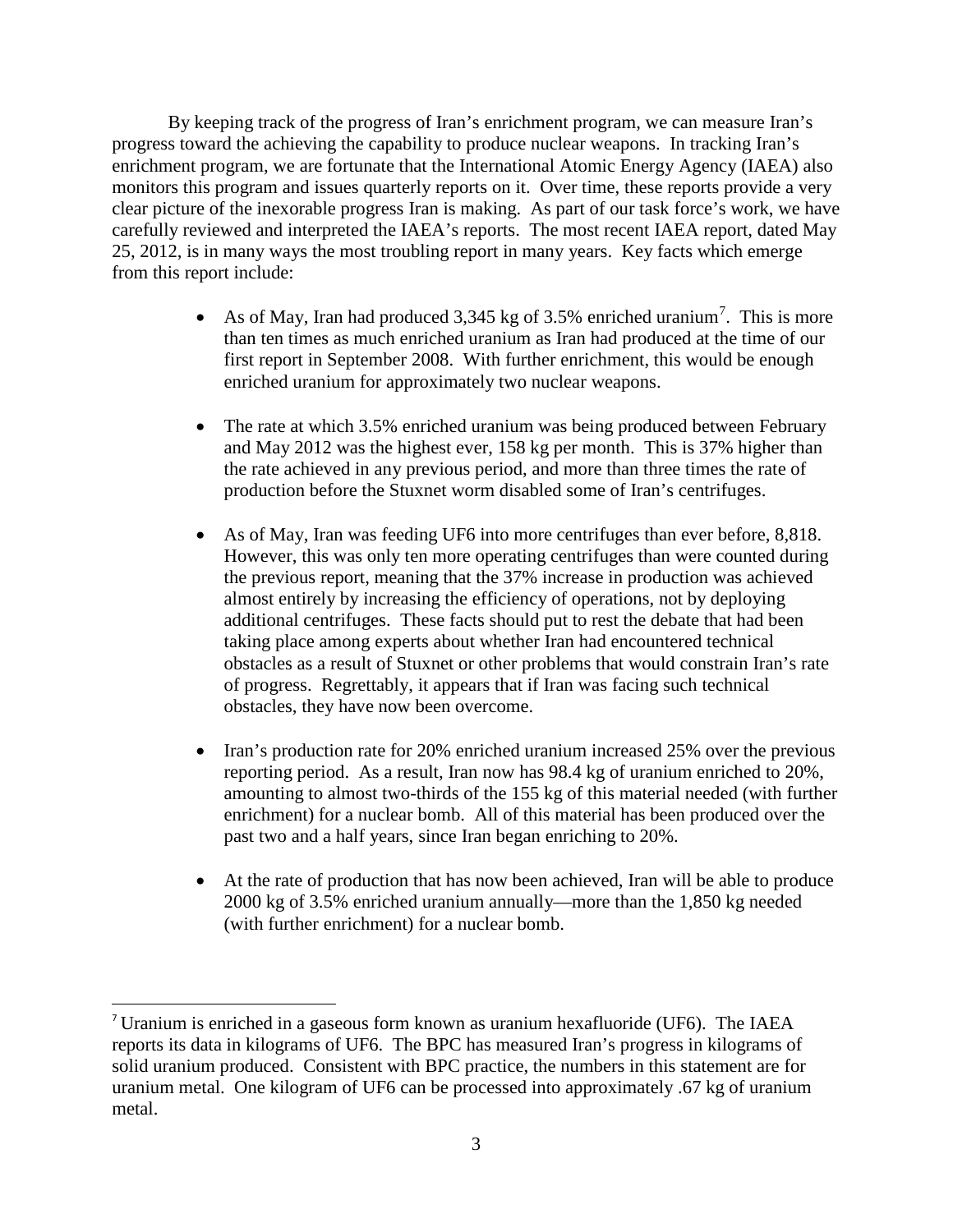By keeping track of the progress of Iran's enrichment program, we can measure Iran's progress toward the achieving the capability to produce nuclear weapons. In tracking Iran's enrichment program, we are fortunate that the International Atomic Energy Agency (IAEA) also monitors this program and issues quarterly reports on it. Over time, these reports provide a very clear picture of the inexorable progress Iran is making. As part of our task force's work, we have carefully reviewed and interpreted the IAEA's reports. The most recent IAEA report, dated May 25, 2012, is in many ways the most troubling report in many years. Key facts which emerge from this report include:

- As of May, Iran had produced 3,345 kg of 3.5% enriched uranium[7]. This is more than ten times as much enriched uranium as Iran had produced at the time of our first report in September 2008. With further enrichment, this would be enough enriched uranium for approximately two nuclear weapons.

- The rate at which 3.5% enriched uranium was being produced between February and May 2012 was the highest ever, 158 kg per month. This is 37% higher than the rate achieved in any previous period, and more than three times the rate of production before the Stuxnet worm disabled some of Iran's centrifuges.

- As of May, Iran was feeding UF6 into more centrifuges than ever before, 8,818. However, this was only ten more operating centrifuges than were counted during the previous report, meaning that the 37% increase in production was achieved almost entirely by increasing the efficiency of operations, not by deploying additional centrifuges. These facts should put to rest the debate that had been taking place among experts about whether Iran had encountered technical obstacles as a result of Stuxnet or other problems that would constrain Iran's rate of progress. Regrettably, it appears that if Iran was facing such technical obstacles, they have now been overcome.

- Iran's production rate for 20% enriched uranium increased 25% over the previous reporting period. As a result, Iran now has 98.4 kg of uranium enriched to 20%, amounting to almost two-thirds of the 155 kg of this material needed (with further enrichment) for a nuclear bomb. All of this material has been produced over the past two and a half years, since Iran began enriching to 20%.

- At the rate of production that has now been achieved, Iran will be able to produce 2000 kg of 3.5% enriched uranium annually—more than the 1,850 kg needed (with further enrichment) for a nuclear bomb.

---

[7] Uranium is enriched in a gaseous form known as uranium hexafluoride (UF6). The IAEA reports its data in kilograms of UF6. The BPC has measured Iran's progress in kilograms of solid uranium produced. Consistent with BPC practice, the numbers in this statement are for uranium metal. One kilogram of UF6 can be processed into approximately .67 kg of uranium metal.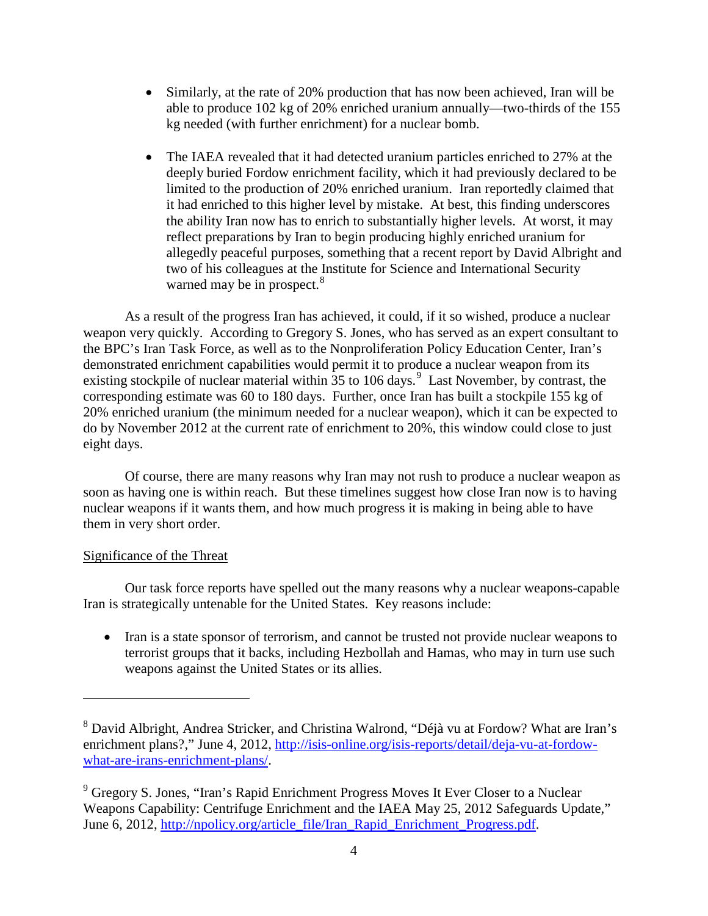- Similarly, at the rate of 20% production that has now been achieved, Iran will be able to produce 102 kg of 20% enriched uranium annually—two-thirds of the 155 kg needed (with further enrichment) for a nuclear bomb.

- The IAEA revealed that it had detected uranium particles enriched to 27% at the deeply buried Fordow enrichment facility, which it had previously declared to be limited to the production of 20% enriched uranium. Iran reportedly claimed that it had enriched to this higher level by mistake. At best, this finding underscores the ability Iran now has to enrich to substantially higher levels. At worst, it may reflect preparations by Iran to begin producing highly enriched uranium for allegedly peaceful purposes, something that a recent report by David Albright and two of his colleagues at the Institute for Science and International Security warned may be in prospect.[8]

As a result of the progress Iran has achieved, it could, if it so wished, produce a nuclear weapon very quickly. According to Gregory S. Jones, who has served as an expert consultant to the BPC's Iran Task Force, as well as to the Nonproliferation Policy Education Center, Iran's demonstrated enrichment capabilities would permit it to produce a nuclear weapon from its existing stockpile of nuclear material within 35 to 106 days.[9] Last November, by contrast, the corresponding estimate was 60 to 180 days. Further, once Iran has built a stockpile 155 kg of 20% enriched uranium (the minimum needed for a nuclear weapon), which it can be expected to do by November 2012 at the current rate of enrichment to 20%, this window could close to just eight days.

Of course, there are many reasons why Iran may not rush to produce a nuclear weapon as soon as having one is within reach. But these timelines suggest how close Iran now is to having nuclear weapons if it wants them, and how much progress it is making in being able to have them in very short order.

## Significance of the Threat

Our task force reports have spelled out the many reasons why a nuclear weapons-capable Iran is strategically untenable for the United States. Key reasons include:

- Iran is a state sponsor of terrorism, and cannot be trusted not provide nuclear weapons to terrorist groups that it backs, including Hezbollah and Hamas, who may in turn use such weapons against the United States or its allies.

---

[8] David Albright, Andrea Stricker, and Christina Walrond, "Déjà vu at Fordow? What are Iran's enrichment plans?," June 4, 2012, http://isis-online.org/isis-reports/detail/deja-vu-at-fordow-what-are-irans-enrichment-plans/.

[9] Gregory S. Jones, "Iran's Rapid Enrichment Progress Moves It Ever Closer to a Nuclear Weapons Capability: Centrifuge Enrichment and the IAEA May 25, 2012 Safeguards Update," June 6, 2012, http://npolicy.org/article_file/Iran_Rapid_Enrichment_Progress.pdf.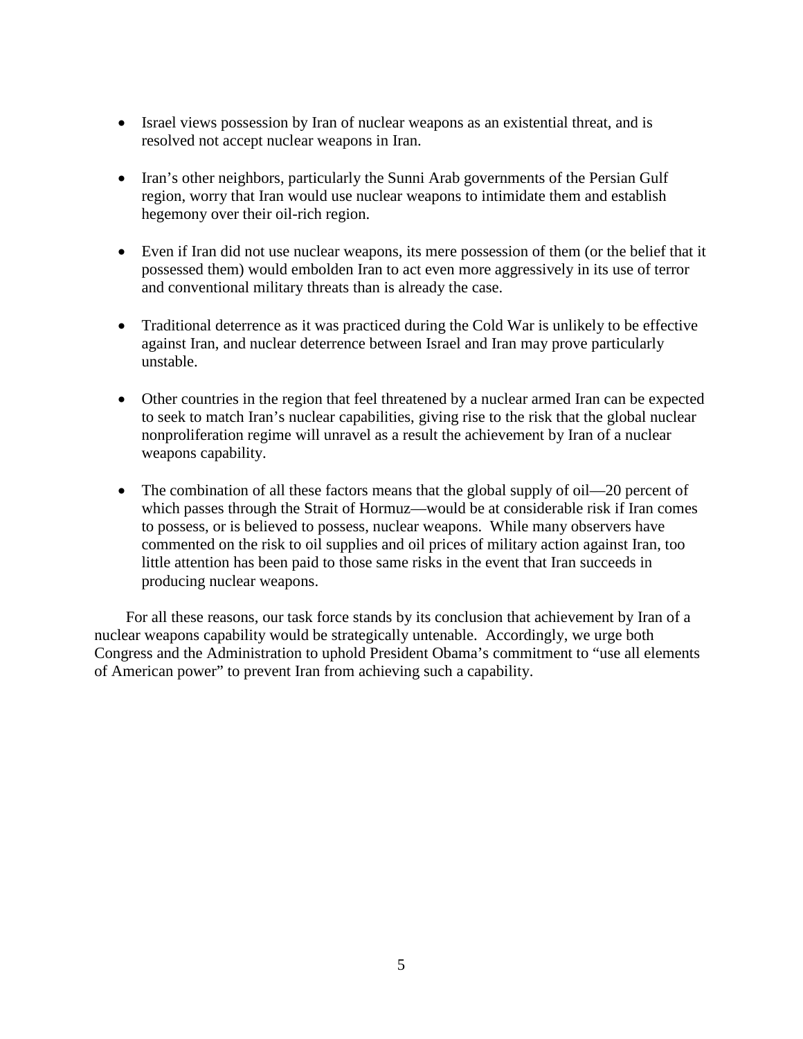- Israel views possession by Iran of nuclear weapons as an existential threat, and is resolved not accept nuclear weapons in Iran.

- Iran's other neighbors, particularly the Sunni Arab governments of the Persian Gulf region, worry that Iran would use nuclear weapons to intimidate them and establish hegemony over their oil-rich region.

- Even if Iran did not use nuclear weapons, its mere possession of them (or the belief that it possessed them) would embolden Iran to act even more aggressively in its use of terror and conventional military threats than is already the case.

- Traditional deterrence as it was practiced during the Cold War is unlikely to be effective against Iran, and nuclear deterrence between Israel and Iran may prove particularly unstable.

- Other countries in the region that feel threatened by a nuclear armed Iran can be expected to seek to match Iran's nuclear capabilities, giving rise to the risk that the global nuclear nonproliferation regime will unravel as a result the achievement by Iran of a nuclear weapons capability.

- The combination of all these factors means that the global supply of oil—20 percent of which passes through the Strait of Hormuz—would be at considerable risk if Iran comes to possess, or is believed to possess, nuclear weapons. While many observers have commented on the risk to oil supplies and oil prices of military action against Iran, too little attention has been paid to those same risks in the event that Iran succeeds in producing nuclear weapons.

For all these reasons, our task force stands by its conclusion that achievement by Iran of a nuclear weapons capability would be strategically untenable. Accordingly, we urge both Congress and the Administration to uphold President Obama's commitment to "use all elements of American power" to prevent Iran from achieving such a capability.